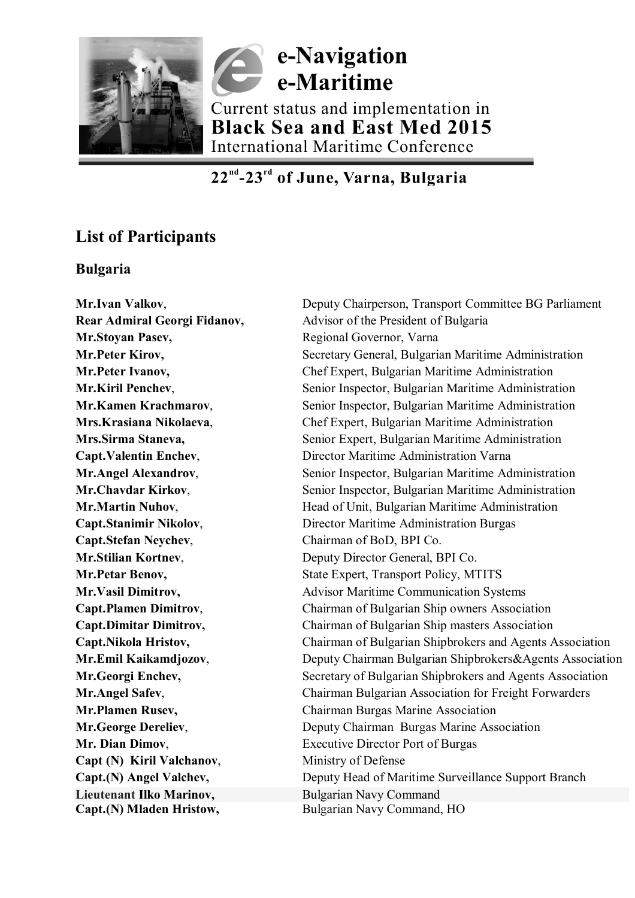# e-Navigation e-Maritime

Current status and implementation in

**Black Sea and East Med 2015**

International Maritime Conference

**22[nd]-23[rd] of June, Varna, Bulgaria**

## List of Participants

### Bulgaria

| | |
|---|---|
| **Mr.Ivan Valkov**, | Deputy Chairperson, Transport Committee BG Parliament |
| **Rear Admiral Georgi Fidanov,** | Advisor of the President of Bulgaria |
| **Mr.Stoyan Pasev,** | Regional Governor, Varna |
| **Mr.Peter Kirov,** | Secretary General, Bulgarian Maritime Administration |
| **Mr.Peter Ivanov,** | Chef Expert, Bulgarian Maritime Administration |
| **Mr.Kiril Penchev**, | Senior Inspector, Bulgarian Maritime Administration |
| **Mr.Kamen Krachmarov**, | Senior Inspector, Bulgarian Maritime Administration |
| **Mrs.Krasiana Nikolaeva**, | Chef Expert, Bulgarian Maritime Administration |
| **Mrs.Sirma Staneva,** | Senior Expert, Bulgarian Maritime Administration |
| **Capt.Valentin Enchev**, | Director Maritime Administration Varna |
| **Mr.Angel Alexandrov**, | Senior Inspector, Bulgarian Maritime Administration |
| **Mr.Chavdar Kirkov**, | Senior Inspector, Bulgarian Maritime Administration |
| **Mr.Martin Nuhov**, | Head of Unit, Bulgarian Maritime Administration |
| **Capt.Stanimir Nikolov**, | Director Maritime Administration Burgas |
| **Capt.Stefan Neychev**, | Chairman of BoD, BPI Co. |
| **Mr.Stilian Kortnev**, | Deputy Director General, BPI Co. |
| **Mr.Petar Benov,** | State Expert, Transport Policy, MTITS |
| **Mr.Vasil Dimitrov,** | Advisor Maritime Communication Systems |
| **Capt.Plamen Dimitrov**, | Chairman of Bulgarian Ship owners Association |
| **Capt.Dimitar Dimitrov,** | Chairman of Bulgarian Ship masters Association |
| **Capt.Nikola Hristov,** | Chairman of Bulgarian Shipbrokers and Agents Association |
| **Mr.Emil Kaikamdjozov**, | Deputy Chairman Bulgarian Shipbrokers&Agents Association |
| **Mr.Georgi Enchev,** | Secretary of Bulgarian Shipbrokers and Agents Association |
| **Mr.Angel Safev**, | Chairman Bulgarian Association for Freight Forwarders |
| **Mr.Plamen Rusev,** | Chairman Burgas Marine Association |
| **Mr.George Dereliev**, | Deputy Chairman Burgas Marine Association |
| **Mr. Dian Dimov**, | Executive Director Port of Burgas |
| **Capt (N) Kiril Valchanov**, | Ministry of Defense |
| **Capt.(N) Angel Valchev,** | Deputy Head of Maritime Surveillance Support Branch |
| **Lieutenant Ilko Marinov,** | Bulgarian Navy Command |
| **Capt.(N) Mladen Hristow,** | Bulgarian Navy Command, HO |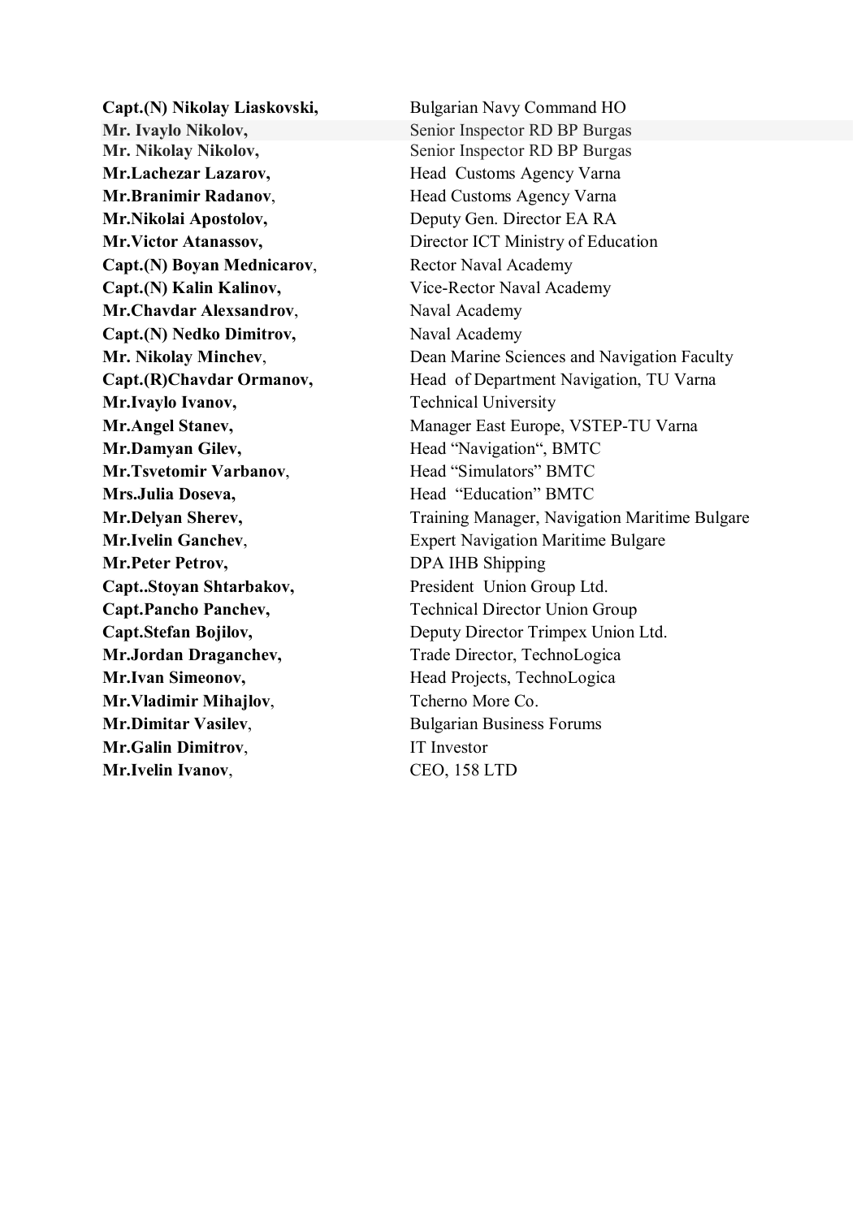| | |
|---|---|
| **Capt.(N) Nikolay Liaskovski,** | Bulgarian Navy Command HO |
| **Mr. Ivaylo Nikolov,** | Senior Inspector RD BP Burgas |
| **Mr. Nikolay Nikolov,** | Senior Inspector RD BP Burgas |
| **Mr.Lachezar Lazarov,** | Head Customs Agency Varna |
| **Mr.Branimir Radanov**, | Head Customs Agency Varna |
| **Mr.Nikolai Apostolov,** | Deputy Gen. Director EA RA |
| **Mr.Victor Atanassov,** | Director ICT Ministry of Education |
| **Capt.(N) Boyan Mednicarov**, | Rector Naval Academy |
| **Capt.(N) Kalin Kalinov,** | Vice-Rector Naval Academy |
| **Mr.Chavdar Alexsandrov**, | Naval Academy |
| **Capt.(N) Nedko Dimitrov,** | Naval Academy |
| **Mr. Nikolay Minchev**, | Dean Marine Sciences and Navigation Faculty |
| **Capt.(R)Chavdar Ormanov,** | Head of Department Navigation, TU Varna |
| **Mr.Ivaylo Ivanov,** | Technical University |
| **Mr.Angel Stanev,** | Manager East Europe, VSTEP-TU Varna |
| **Mr.Damyan Gilev,** | Head "Navigation", BMTC |
| **Mr.Tsvetomir Varbanov**, | Head "Simulators" BMTC |
| **Mrs.Julia Doseva,** | Head "Education" BMTC |
| **Mr.Delyan Sherev,** | Training Manager, Navigation Maritime Bulgare |
| **Mr.Ivelin Ganchev**, | Expert Navigation Maritime Bulgare |
| **Mr.Peter Petrov,** | DPA IHB Shipping |
| **Capt..Stoyan Shtarbakov,** | President Union Group Ltd. |
| **Capt.Pancho Panchev,** | Technical Director Union Group |
| **Capt.Stefan Bojilov,** | Deputy Director Trimpex Union Ltd. |
| **Mr.Jordan Draganchev,** | Trade Director, TechnoLogica |
| **Mr.Ivan Simeonov,** | Head Projects, TechnoLogica |
| **Mr.Vladimir Mihajlov**, | Tcherno More Co. |
| **Mr.Dimitar Vasilev**, | Bulgarian Business Forums |
| **Mr.Galin Dimitrov**, | IT Investor |
| **Mr.Ivelin Ivanov**, | CEO, 158 LTD |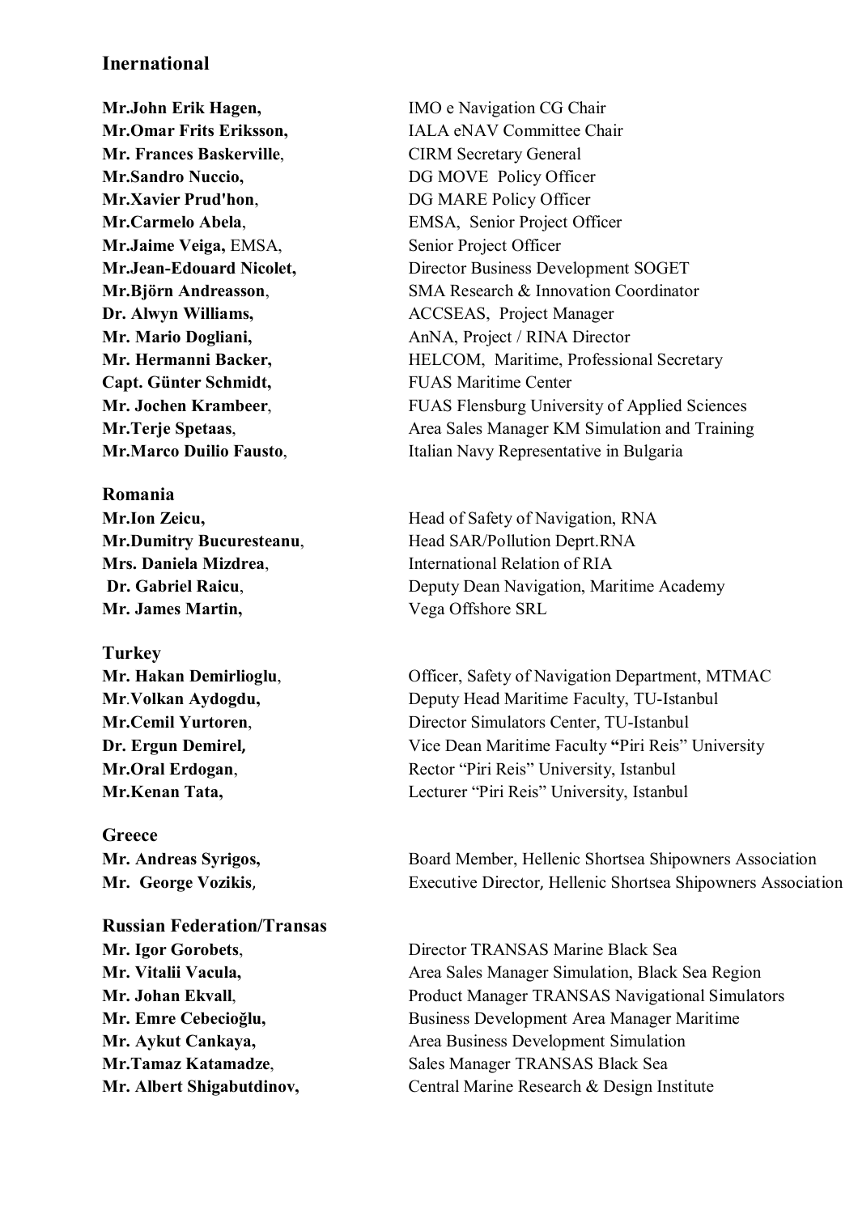## Inernational

| | |
|---|---|
| **Mr.John Erik Hagen,** | IMO e Navigation CG Chair |
| **Mr.Omar Frits Eriksson,** | IALA eNAV Committee Chair |
| **Mr. Frances Baskerville**, | CIRM Secretary General |
| **Mr.Sandro Nuccio,** | DG MOVE Policy Officer |
| **Mr.Xavier Prud'hon**, | DG MARE Policy Officer |
| **Mr.Carmelo Abela**, | EMSA, Senior Project Officer |
| **Mr.Jaime Veiga,** EMSA, | Senior Project Officer |
| **Mr.Jean-Edouard Nicolet,** | Director Business Development SOGET |
| **Mr.Björn Andreasson**, | SMA Research & Innovation Coordinator |
| **Dr. Alwyn Williams,** | ACCSEAS, Project Manager |
| **Mr. Mario Dogliani,** | AnNA, Project / RINA Director |
| **Mr. Hermanni Backer,** | HELCOM, Maritime, Professional Secretary |
| **Capt. Günter Schmidt,** | FUAS Maritime Center |
| **Mr. Jochen Krambeer**, | FUAS Flensburg University of Applied Sciences |
| **Mr.Terje Spetaas**, | Area Sales Manager KM Simulation and Training |
| **Mr.Marco Duilio Fausto**, | Italian Navy Representative in Bulgaria |

## Romania

| | |
|---|---|
| **Mr.Ion Zeicu,** | Head of Safety of Navigation, RNA |
| **Mr.Dumitry Bucuresteanu**, | Head SAR/Pollution Deprt.RNA |
| **Mrs. Daniela Mizdrea**, | International Relation of RIA |
| **Dr. Gabriel Raicu**, | Deputy Dean Navigation, Maritime Academy |
| **Mr. James Martin,** | Vega Offshore SRL |

## Turkey

| | |
|---|---|
| **Mr. Hakan Demirlioglu**, | Officer, Safety of Navigation Department, MTMAC |
| **Mr**.**Volkan Aydogdu,** | Deputy Head Maritime Faculty, TU-Istanbul |
| **Mr.Cemil Yurtoren**, | Director Simulators Center, TU-Istanbul |
| **Dr. Ergun Demirel,** | Vice Dean Maritime Faculty **"**Piri Reis" University |
| **Mr.Oral Erdogan**, | Rector "Piri Reis" University, Istanbul |
| **Mr.Kenan Tata,** | Lecturer "Piri Reis" University, Istanbul |

## Greece

| | |
|---|---|
| **Mr. Andreas Syrigos,** | Board Member, Hellenic Shortsea Shipowners Association |
| **Mr. George Vozikis**, | Executive Director, Hellenic Shortsea Shipowners Association |

## Russian Federation/Transas

| | |
|---|---|
| **Mr. Igor Gorobets**, | Director TRANSAS Marine Black Sea |
| **Mr. Vitalii Vacula,** | Area Sales Manager Simulation, Black Sea Region |
| **Mr. Johan Ekvall**, | Product Manager TRANSAS Navigational Simulators |
| **Mr. Emre Cebecioğlu,** | Business Development Area Manager Maritime |
| **Mr. Aykut Cankaya,** | Area Business Development Simulation |
| **Mr.Tamaz Katamadze**, | Sales Manager TRANSAS Black Sea |
| **Mr. Albert Shigabutdinov,** | Central Marine Research & Design Institute |